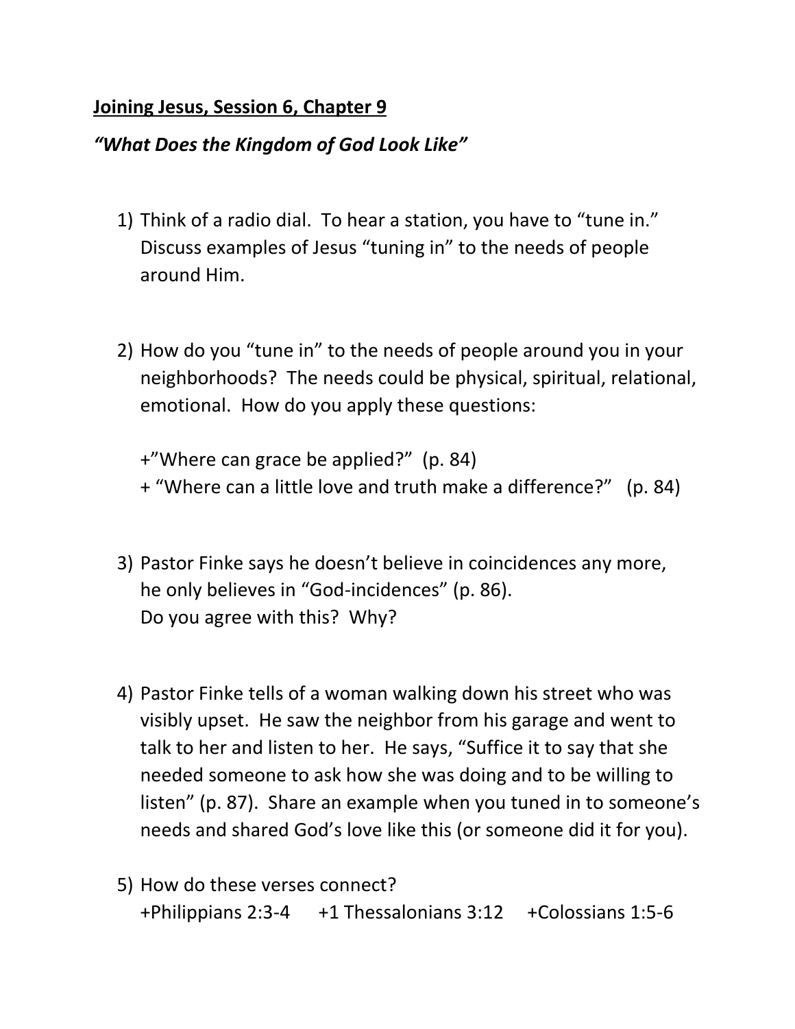**<u>Joining Jesus, Session 6, Chapter 9</u>**

***"What Does the Kingdom of God Look Like"***

1) Think of a radio dial. To hear a station, you have to "tune in." Discuss examples of Jesus "tuning in" to the needs of people around Him.

2) How do you "tune in" to the needs of people around you in your neighborhoods? The needs could be physical, spiritual, relational, emotional. How do you apply these questions:

   +"Where can grace be applied?" (p. 84)
   + "Where can a little love and truth make a difference?" (p. 84)

3) Pastor Finke says he doesn't believe in coincidences any more, he only believes in "God-incidences" (p. 86).
   Do you agree with this? Why?

4) Pastor Finke tells of a woman walking down his street who was visibly upset. He saw the neighbor from his garage and went to talk to her and listen to her. He says, "Suffice it to say that she needed someone to ask how she was doing and to be willing to listen" (p. 87). Share an example when you tuned in to someone's needs and shared God's love like this (or someone did it for you).

5) How do these verses connect?
   +Philippians 2:3-4 +1 Thessalonians 3:12 +Colossians 1:5-6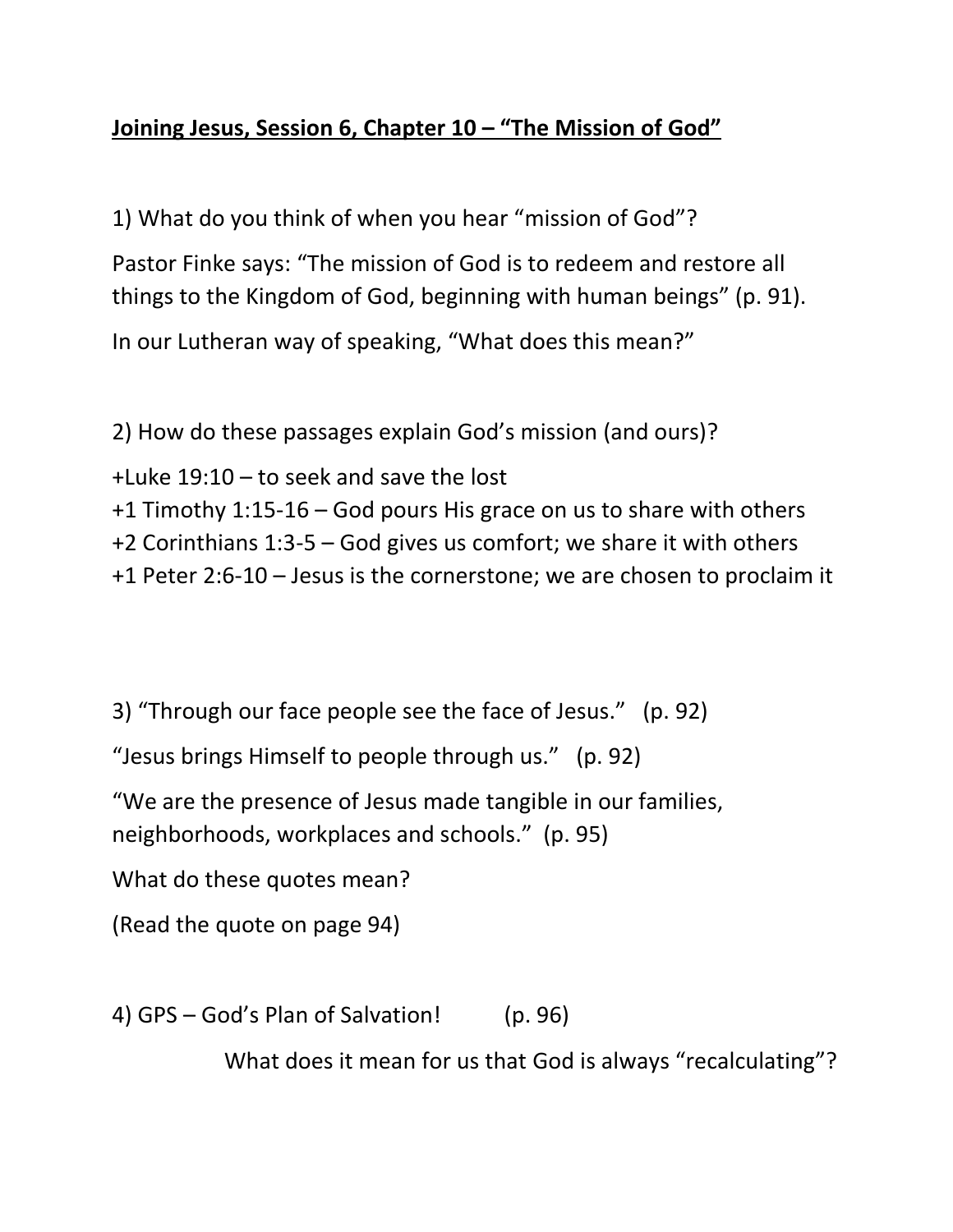**Joining Jesus, Session 6, Chapter 10 – "The Mission of God"**

1) What do you think of when you hear "mission of God"?

Pastor Finke says: "The mission of God is to redeem and restore all things to the Kingdom of God, beginning with human beings" (p. 91).

In our Lutheran way of speaking, "What does this mean?"

2) How do these passages explain God's mission (and ours)?

+Luke 19:10 – to seek and save the lost
+1 Timothy 1:15-16 – God pours His grace on us to share with others
+2 Corinthians 1:3-5 – God gives us comfort; we share it with others
+1 Peter 2:6-10 – Jesus is the cornerstone; we are chosen to proclaim it

3) "Through our face people see the face of Jesus." (p. 92)

"Jesus brings Himself to people through us." (p. 92)

"We are the presence of Jesus made tangible in our families, neighborhoods, workplaces and schools." (p. 95)

What do these quotes mean?

(Read the quote on page 94)

4) GPS – God's Plan of Salvation! (p. 96)

What does it mean for us that God is always "recalculating"?